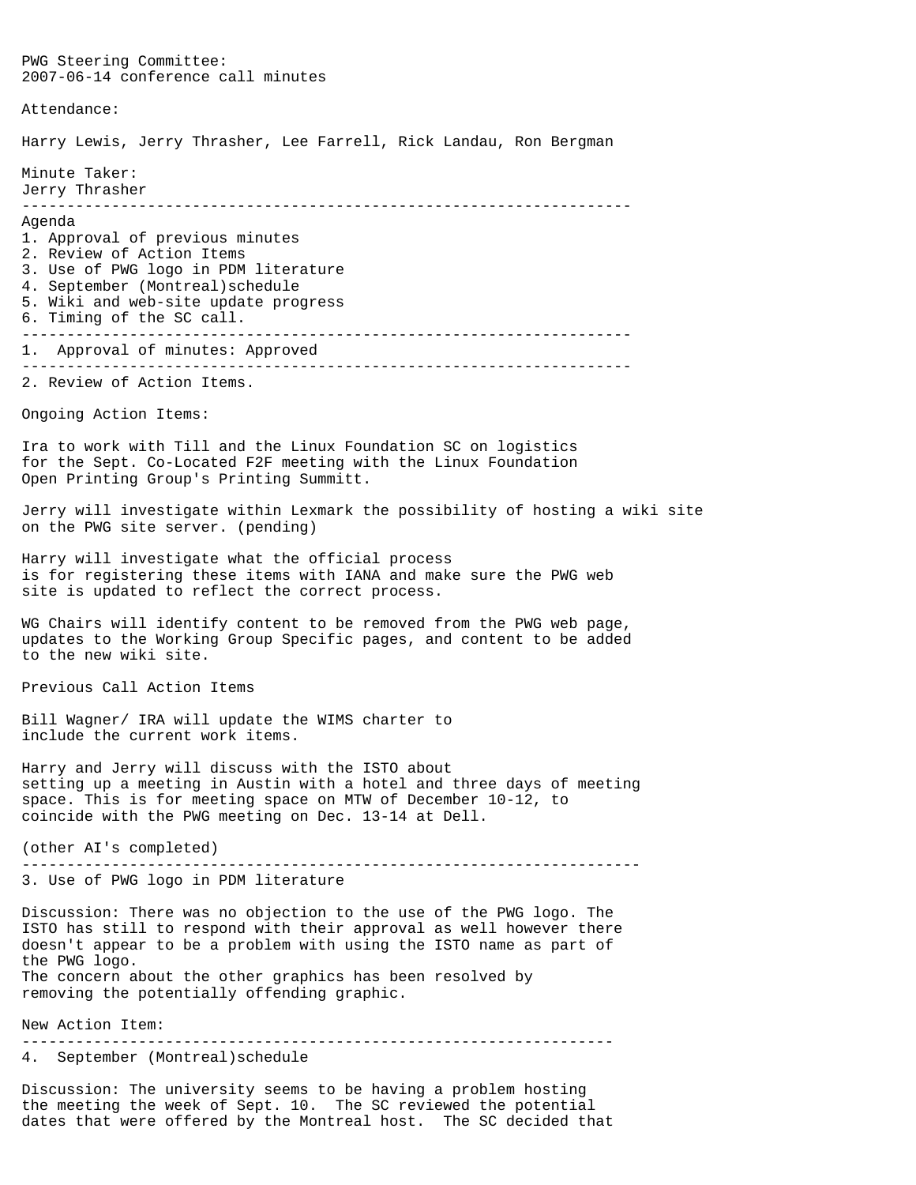PWG Steering Committee:
2007-06-14 conference call minutes

Attendance:

Harry Lewis, Jerry Thrasher, Lee Farrell, Rick Landau, Ron Bergman

Minute Taker:
Jerry Thrasher

---

Agenda

1. Approval of previous minutes
2. Review of Action Items
3. Use of PWG logo in PDM literature
4. September (Montreal)schedule
5. Wiki and web-site update progress
6. Timing of the SC call.

---

1. Approval of minutes: Approved

---

2. Review of Action Items.

Ongoing Action Items:

Ira to work with Till and the Linux Foundation SC on logistics for the Sept. Co-Located F2F meeting with the Linux Foundation Open Printing Group's Printing Summitt.

Jerry will investigate within Lexmark the possibility of hosting a wiki site on the PWG site server. (pending)

Harry will investigate what the official process is for registering these items with IANA and make sure the PWG web site is updated to reflect the correct process.

WG Chairs will identify content to be removed from the PWG web page, updates to the Working Group Specific pages, and content to be added to the new wiki site.

Previous Call Action Items

Bill Wagner/ IRA will update the WIMS charter to include the current work items.

Harry and Jerry will discuss with the ISTO about setting up a meeting in Austin with a hotel and three days of meeting space. This is for meeting space on MTW of December 10-12, to coincide with the PWG meeting on Dec. 13-14 at Dell.

(other AI's completed)

---

3. Use of PWG logo in PDM literature

Discussion: There was no objection to the use of the PWG logo. The ISTO has still to respond with their approval as well however there doesn't appear to be a problem with using the ISTO name as part of the PWG logo.
The concern about the other graphics has been resolved by removing the potentially offending graphic.

New Action Item:

---

4. September (Montreal)schedule

Discussion: The university seems to be having a problem hosting the meeting the week of Sept. 10. The SC reviewed the potential dates that were offered by the Montreal host. The SC decided that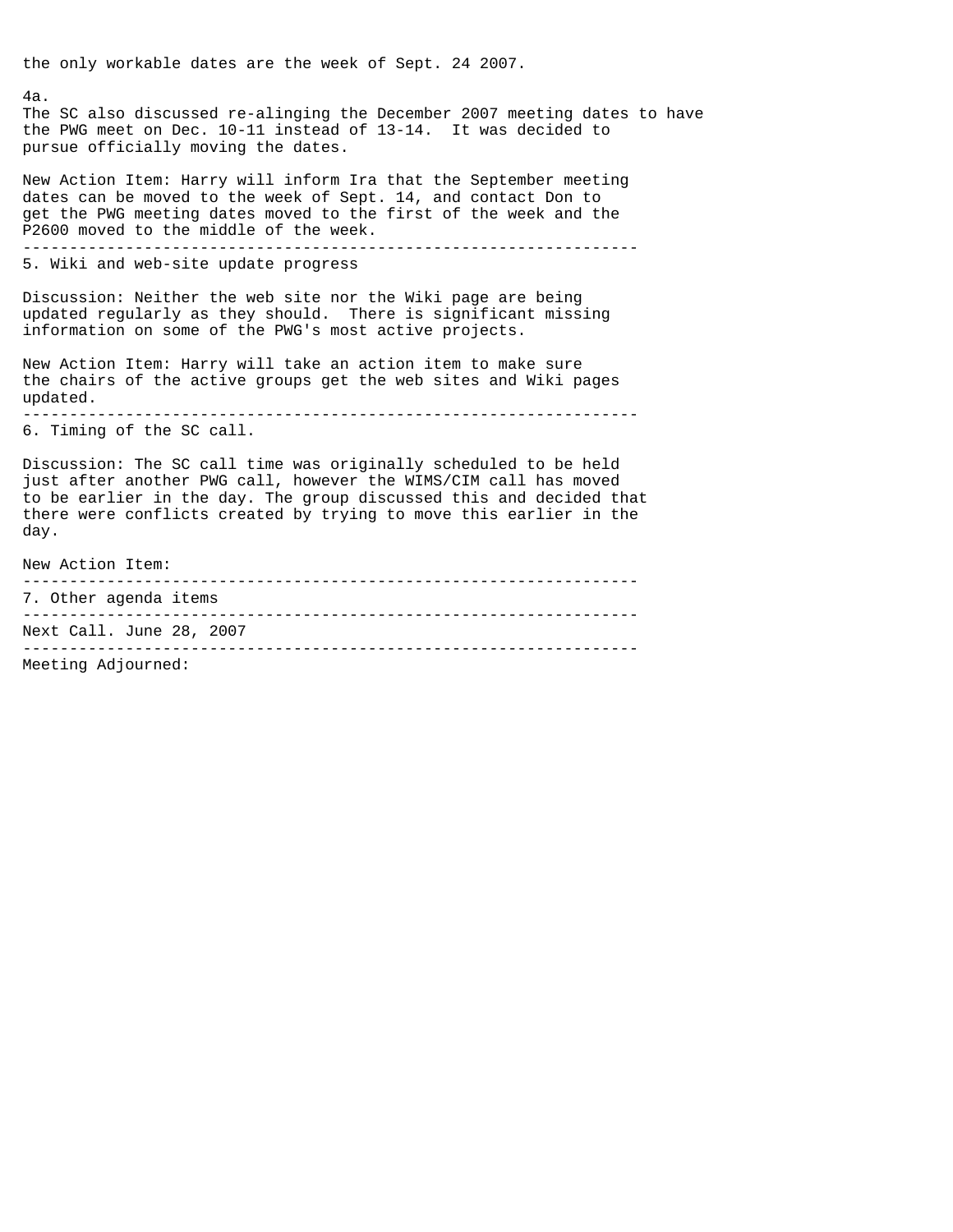the only workable dates are the week of Sept. 24 2007.

4a.
The SC also discussed re-alinging the December 2007 meeting dates to have the PWG meet on Dec. 10-11 instead of 13-14. It was decided to pursue officially moving the dates.

New Action Item: Harry will inform Ira that the September meeting dates can be moved to the week of Sept. 14, and contact Don to get the PWG meeting dates moved to the first of the week and the P2600 moved to the middle of the week.

---

5. Wiki and web-site update progress

Discussion: Neither the web site nor the Wiki page are being updated regularly as they should. There is significant missing information on some of the PWG's most active projects.

New Action Item: Harry will take an action item to make sure the chairs of the active groups get the web sites and Wiki pages updated.

---

6. Timing of the SC call.

Discussion: The SC call time was originally scheduled to be held just after another PWG call, however the WIMS/CIM call has moved to be earlier in the day. The group discussed this and decided that there were conflicts created by trying to move this earlier in the day.

New Action Item:

---

7. Other agenda items

---

Next Call. June 28, 2007

---

Meeting Adjourned: